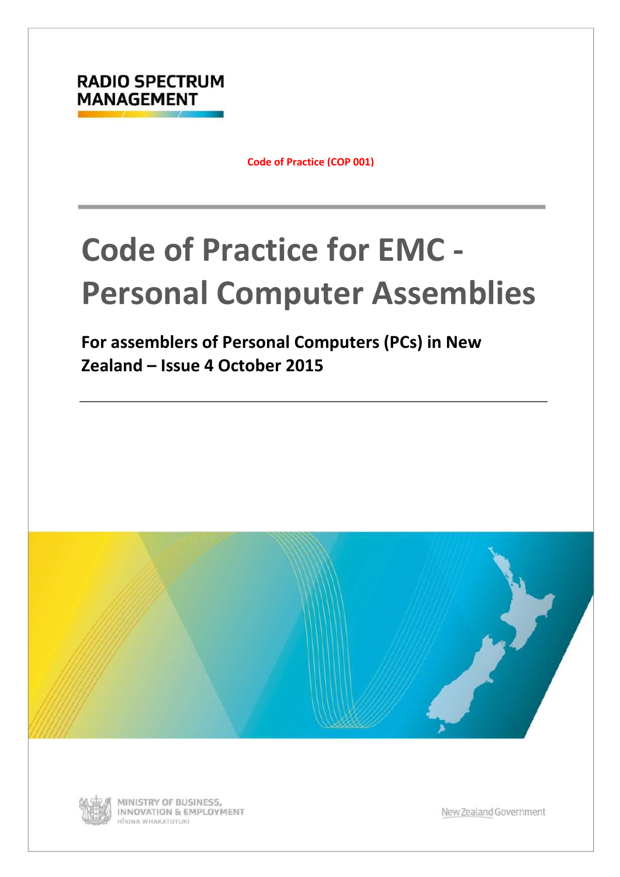RADIO SPECTRUM MANAGEMENT

**Code of Practice (COP 001)**

# Code of Practice for EMC - Personal Computer Assemblies

## For assemblers of Personal Computers (PCs) in New Zealand – Issue 4 October 2015

MINISTRY OF BUSINESS, INNOVATION & EMPLOYMENT
HĪKINA WHAKATUTUKI

New Zealand Government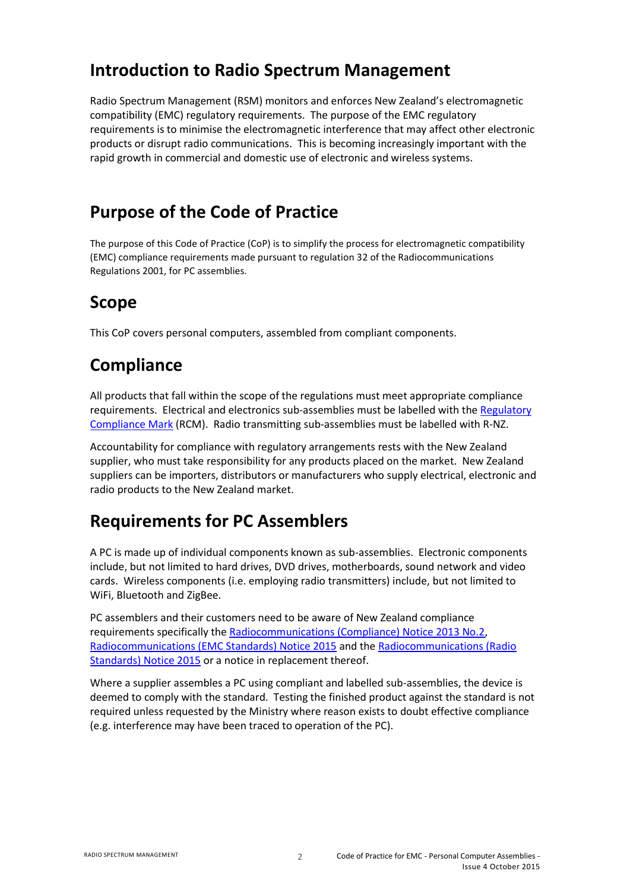## Introduction to Radio Spectrum Management

Radio Spectrum Management (RSM) monitors and enforces New Zealand's electromagnetic compatibility (EMC) regulatory requirements. The purpose of the EMC regulatory requirements is to minimise the electromagnetic interference that may affect other electronic products or disrupt radio communications. This is becoming increasingly important with the rapid growth in commercial and domestic use of electronic and wireless systems.

## Purpose of the Code of Practice

The purpose of this Code of Practice (CoP) is to simplify the process for electromagnetic compatibility (EMC) compliance requirements made pursuant to regulation 32 of the Radiocommunications Regulations 2001, for PC assemblies.

## Scope

This CoP covers personal computers, assembled from compliant components.

## Compliance

All products that fall within the scope of the regulations must meet appropriate compliance requirements. Electrical and electronics sub-assemblies must be labelled with the Regulatory Compliance Mark (RCM). Radio transmitting sub-assemblies must be labelled with R-NZ.

Accountability for compliance with regulatory arrangements rests with the New Zealand supplier, who must take responsibility for any products placed on the market. New Zealand suppliers can be importers, distributors or manufacturers who supply electrical, electronic and radio products to the New Zealand market.

## Requirements for PC Assemblers

A PC is made up of individual components known as sub-assemblies. Electronic components include, but not limited to hard drives, DVD drives, motherboards, sound network and video cards. Wireless components (i.e. employing radio transmitters) include, but not limited to WiFi, Bluetooth and ZigBee.

PC assemblers and their customers need to be aware of New Zealand compliance requirements specifically the Radiocommunications (Compliance) Notice 2013 No.2, Radiocommunications (EMC Standards) Notice 2015 and the Radiocommunications (Radio Standards) Notice 2015 or a notice in replacement thereof.

Where a supplier assembles a PC using compliant and labelled sub-assemblies, the device is deemed to comply with the standard. Testing the finished product against the standard is not required unless requested by the Ministry where reason exists to doubt effective compliance (e.g. interference may have been traced to operation of the PC).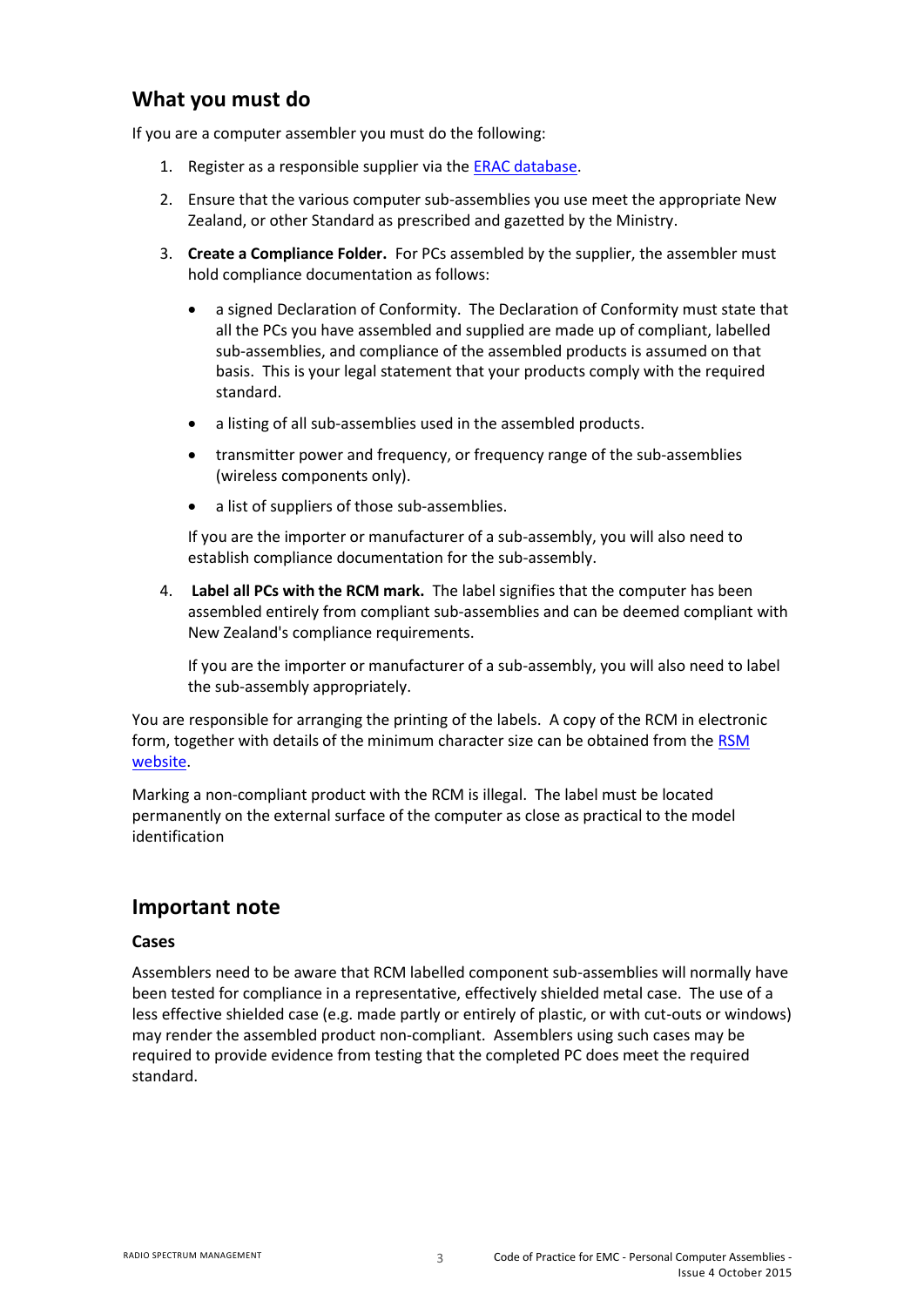## What you must do

If you are a computer assembler you must do the following:

1. Register as a responsible supplier via the ERAC database.
2. Ensure that the various computer sub-assemblies you use meet the appropriate New Zealand, or other Standard as prescribed and gazetted by the Ministry.
3. **Create a Compliance Folder.** For PCs assembled by the supplier, the assembler must hold compliance documentation as follows:

   - a signed Declaration of Conformity. The Declaration of Conformity must state that all the PCs you have assembled and supplied are made up of compliant, labelled sub-assemblies, and compliance of the assembled products is assumed on that basis. This is your legal statement that your products comply with the required standard.
   - a listing of all sub-assemblies used in the assembled products.
   - transmitter power and frequency, or frequency range of the sub-assemblies (wireless components only).
   - a list of suppliers of those sub-assemblies.

   If you are the importer or manufacturer of a sub-assembly, you will also need to establish compliance documentation for the sub-assembly.

4. **Label all PCs with the RCM mark.** The label signifies that the computer has been assembled entirely from compliant sub-assemblies and can be deemed compliant with New Zealand's compliance requirements.

   If you are the importer or manufacturer of a sub-assembly, you will also need to label the sub-assembly appropriately.

You are responsible for arranging the printing of the labels. A copy of the RCM in electronic form, together with details of the minimum character size can be obtained from the RSM website.

Marking a non-compliant product with the RCM is illegal. The label must be located permanently on the external surface of the computer as close as practical to the model identification

## Important note

### Cases

Assemblers need to be aware that RCM labelled component sub-assemblies will normally have been tested for compliance in a representative, effectively shielded metal case. The use of a less effective shielded case (e.g. made partly or entirely of plastic, or with cut-outs or windows) may render the assembled product non-compliant. Assemblers using such cases may be required to provide evidence from testing that the completed PC does meet the required standard.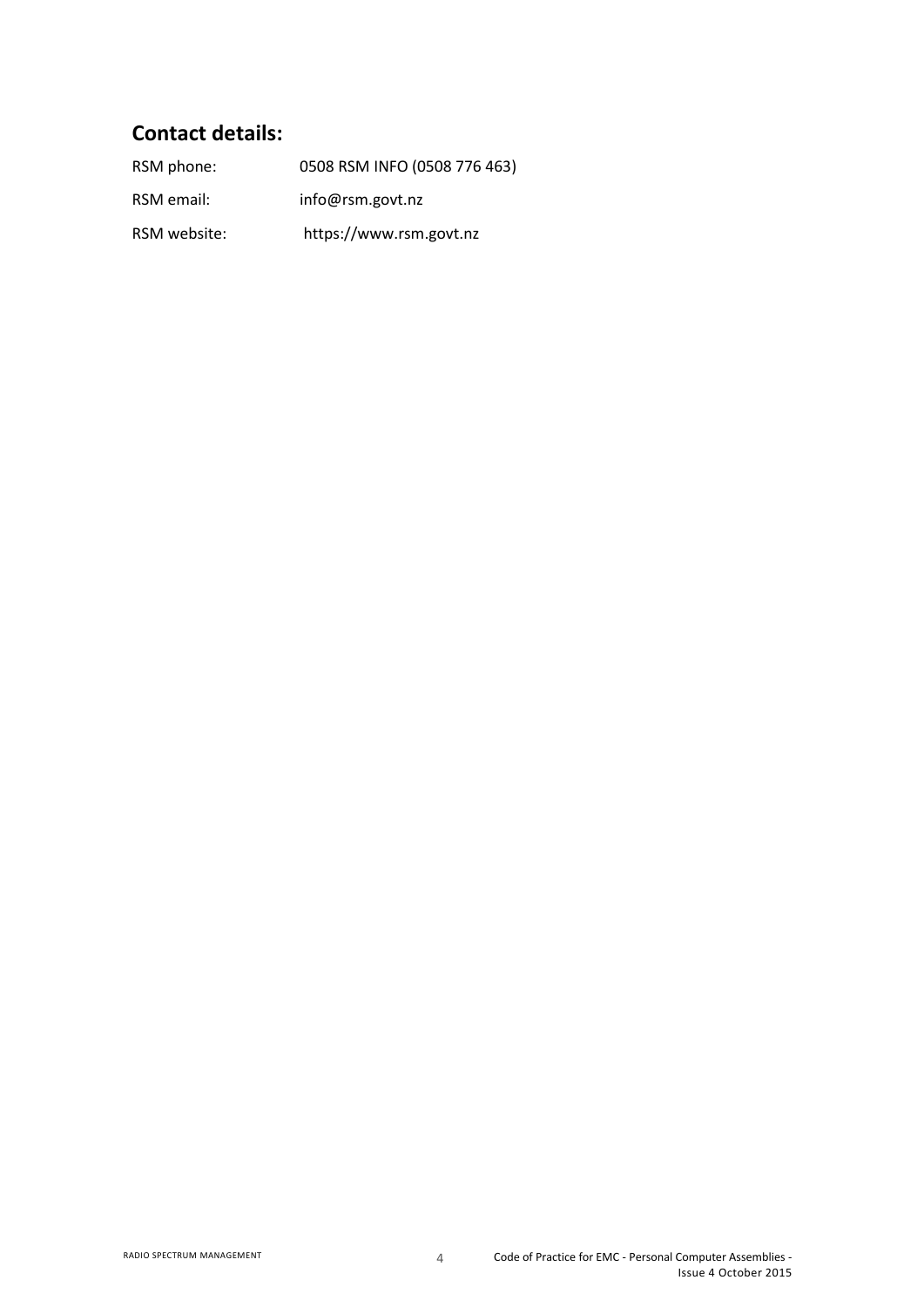## Contact details:

| | |
|---|---|
| RSM phone: | 0508 RSM INFO (0508 776 463) |
| RSM email: | info@rsm.govt.nz |
| RSM website: | https://www.rsm.govt.nz |